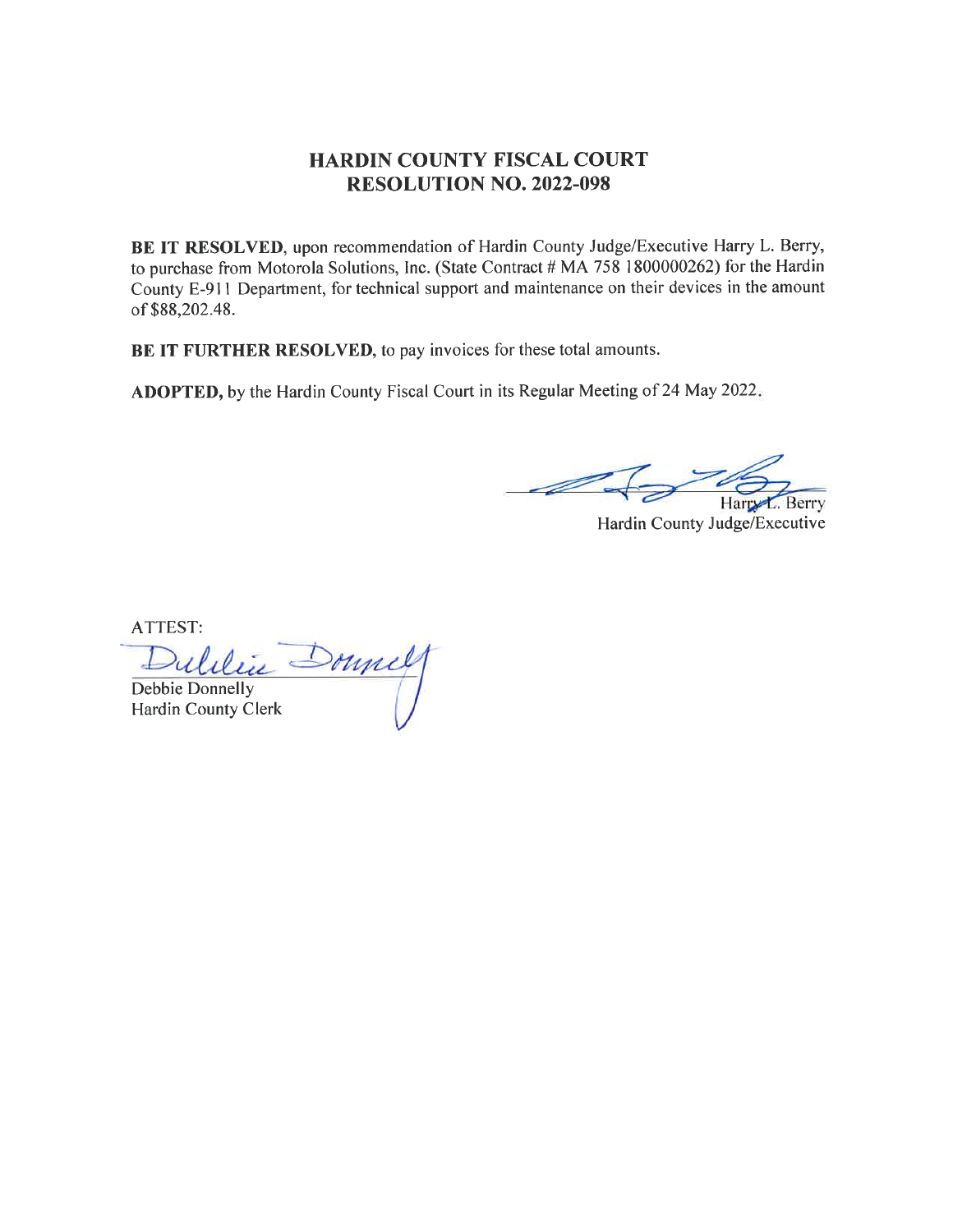# HARDIN COUNTY FISCAL COURT
# RESOLUTION NO. 2022-098

**BE IT RESOLVED**, upon recommendation of Hardin County Judge/Executive Harry L. Berry, to purchase from Motorola Solutions, Inc. (State Contract # MA 758 1800000262) for the Hardin County E-911 Department, for technical support and maintenance on their devices in the amount of $88,202.48.

**BE IT FURTHER RESOLVED**, to pay invoices for these total amounts.

**ADOPTED,** by the Hardin County Fiscal Court in its Regular Meeting of 24 May 2022.

Harry L. Berry
Hardin County Judge/Executive

ATTEST:

Debbie Donnelly
Hardin County Clerk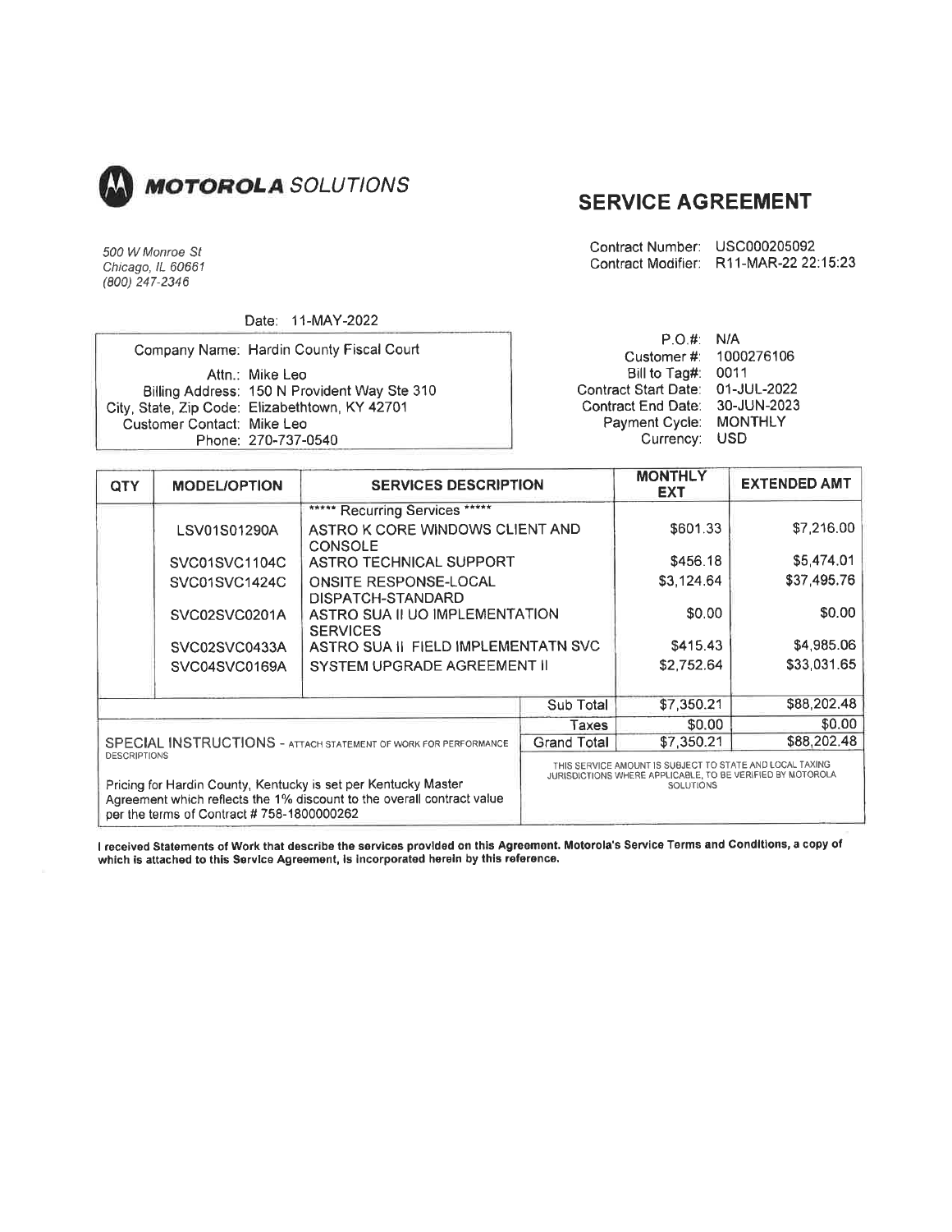**MOTOROLA** *SOLUTIONS*

# SERVICE AGREEMENT

*500 W Monroe St*
*Chicago, IL 60661*
*(800) 247-2346*

Contract Number: USC000205092
Contract Modifier: R11-MAR-22 22:15:23

Date: 11-MAY-2022

| | |
|---|---|
| Company Name: | Hardin County Fiscal Court |
| Attn.: | Mike Leo |
| Billing Address: | 150 N Provident Way Ste 310 |
| City, State, Zip Code: | Elizabethtown, KY 42701 |
| Customer Contact: | Mike Leo |
| Phone: | 270-737-0540 |

| | |
|---|---|
| P.O.#: | N/A |
| Customer #: | 1000276106 |
| Bill to Tag#: | 0011 |
| Contract Start Date: | 01-JUL-2022 |
| Contract End Date: | 30-JUN-2023 |
| Payment Cycle: | MONTHLY |
| Currency: | USD |

| QTY | MODEL/OPTION | SERVICES DESCRIPTION | MONTHLY EXT | EXTENDED AMT |
|---|---|---|---|---|
| | | ***** Recurring Services ***** | | |
| | LSV01S01290A | ASTRO K CORE WINDOWS CLIENT AND CONSOLE | $601.33 | $7,216.00 |
| | SVC01SVC1104C | ASTRO TECHNICAL SUPPORT | $456.18 | $5,474.01 |
| | SVC01SVC1424C | ONSITE RESPONSE-LOCAL DISPATCH-STANDARD | $3,124.64 | $37,495.76 |
| | SVC02SVC0201A | ASTRO SUA II UO IMPLEMENTATION SERVICES | $0.00 | $0.00 |
| | SVC02SVC0433A | ASTRO SUA II FIELD IMPLEMENTATN SVC | $415.43 | $4,985.06 |
| | SVC04SVC0169A | SYSTEM UPGRADE AGREEMENT II | $2,752.64 | $33,031.65 |
| | | Sub Total | $7,350.21 | $88,202.48 |
| | | Taxes | $0.00 | $0.00 |
| | | Grand Total | $7,350.21 | $88,202.48 |

SPECIAL INSTRUCTIONS - ATTACH STATEMENT OF WORK FOR PERFORMANCE DESCRIPTIONS

Pricing for Hardin County, Kentucky is set per Kentucky Master Agreement which reflects the 1% discount to the overall contract value per the terms of Contract # 758-1800000262

THIS SERVICE AMOUNT IS SUBJECT TO STATE AND LOCAL TAXING JURISDICTIONS WHERE APPLICABLE, TO BE VERIFIED BY MOTOROLA SOLUTIONS

**I received Statements of Work that describe the services provided on this Agreement. Motorola's Service Terms and Conditions, a copy of which is attached to this Service Agreement, is incorporated herein by this reference.**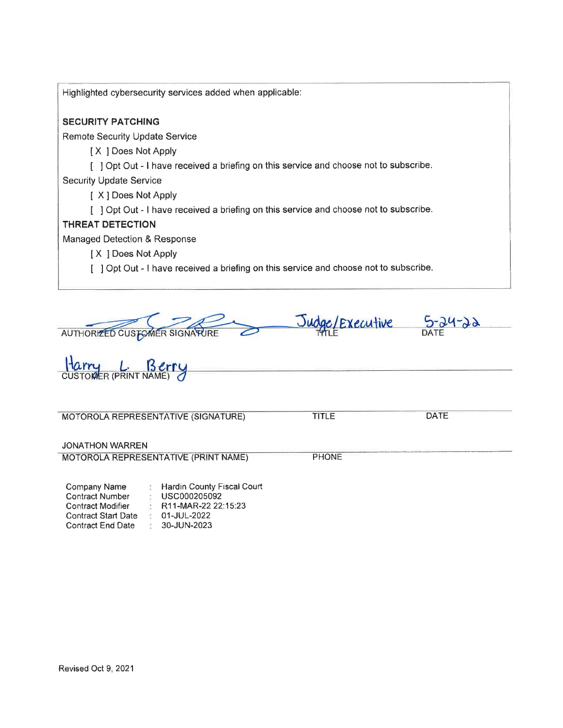Highlighted cybersecurity services added when applicable:

**SECURITY PATCHING**

Remote Security Update Service

[ X ] Does Not Apply

[ ] Opt Out - I have received a briefing on this service and choose not to subscribe.

Security Update Service

[ X ] Does Not Apply

[ ] Opt Out - I have received a briefing on this service and choose not to subscribe.

**THREAT DETECTION**

Managed Detection & Response

[ X ] Does Not Apply

[ ] Opt Out - I have received a briefing on this service and choose not to subscribe.

| (signature) | Judge/Executive | 5-24-22 |
|---|---|---|
| AUTHORIZED CUSTOMER SIGNATURE | TITLE | DATE |

Harry L. Berry
CUSTOMER (PRINT NAME)

| | | |
|---|---|---|
| MOTOROLA REPRESENTATIVE (SIGNATURE) | TITLE | DATE |

JONATHON WARREN
MOTOROLA REPRESENTATIVE (PRINT NAME) PHONE

| | | |
|---|---|---|
| Company Name | : | Hardin County Fiscal Court |
| Contract Number | : | USC000205092 |
| Contract Modifier | : | R11-MAR-22 22:15:23 |
| Contract Start Date | : | 01-JUL-2022 |
| Contract End Date | : | 30-JUN-2023 |

Revised Oct 9, 2021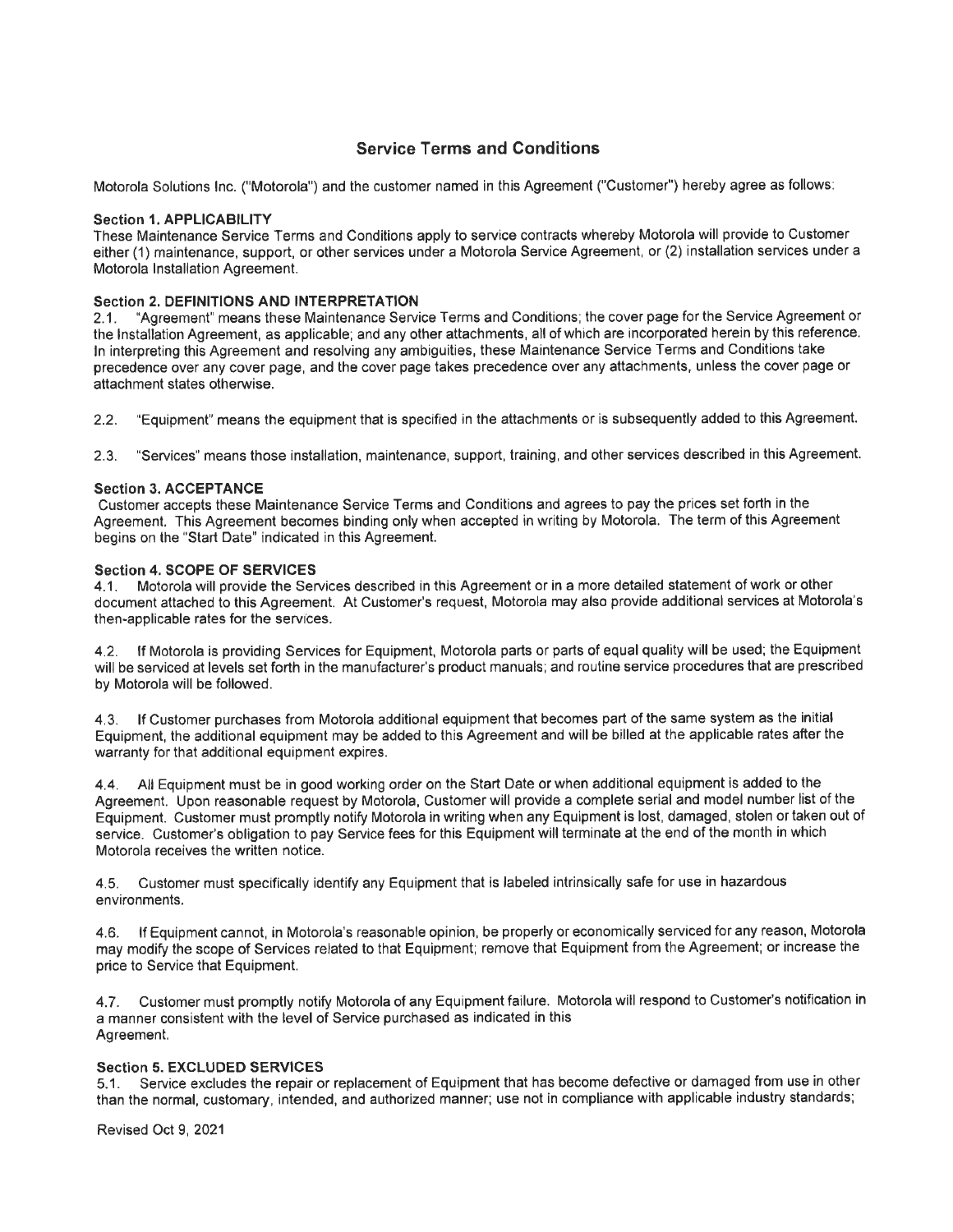## Service Terms and Conditions

Motorola Solutions Inc. ("Motorola") and the customer named in this Agreement ("Customer") hereby agree as follows:

### Section 1. APPLICABILITY

These Maintenance Service Terms and Conditions apply to service contracts whereby Motorola will provide to Customer either (1) maintenance, support, or other services under a Motorola Service Agreement, or (2) installation services under a Motorola Installation Agreement.

### Section 2. DEFINITIONS AND INTERPRETATION

2.1. "Agreement" means these Maintenance Service Terms and Conditions; the cover page for the Service Agreement or the Installation Agreement, as applicable; and any other attachments, all of which are incorporated herein by this reference. In interpreting this Agreement and resolving any ambiguities, these Maintenance Service Terms and Conditions take precedence over any cover page, and the cover page takes precedence over any attachments, unless the cover page or attachment states otherwise.

2.2. "Equipment" means the equipment that is specified in the attachments or is subsequently added to this Agreement.

2.3. "Services" means those installation, maintenance, support, training, and other services described in this Agreement.

### Section 3. ACCEPTANCE

Customer accepts these Maintenance Service Terms and Conditions and agrees to pay the prices set forth in the Agreement. This Agreement becomes binding only when accepted in writing by Motorola. The term of this Agreement begins on the "Start Date" indicated in this Agreement.

### Section 4. SCOPE OF SERVICES

4.1. Motorola will provide the Services described in this Agreement or in a more detailed statement of work or other document attached to this Agreement. At Customer's request, Motorola may also provide additional services at Motorola's then-applicable rates for the services.

4.2. If Motorola is providing Services for Equipment, Motorola parts or parts of equal quality will be used; the Equipment will be serviced at levels set forth in the manufacturer's product manuals; and routine service procedures that are prescribed by Motorola will be followed.

4.3. If Customer purchases from Motorola additional equipment that becomes part of the same system as the initial Equipment, the additional equipment may be added to this Agreement and will be billed at the applicable rates after the warranty for that additional equipment expires.

4.4. All Equipment must be in good working order on the Start Date or when additional equipment is added to the Agreement. Upon reasonable request by Motorola, Customer will provide a complete serial and model number list of the Equipment. Customer must promptly notify Motorola in writing when any Equipment is lost, damaged, stolen or taken out of service. Customer's obligation to pay Service fees for this Equipment will terminate at the end of the month in which Motorola receives the written notice.

4.5. Customer must specifically identify any Equipment that is labeled intrinsically safe for use in hazardous environments.

4.6. If Equipment cannot, in Motorola's reasonable opinion, be properly or economically serviced for any reason, Motorola may modify the scope of Services related to that Equipment; remove that Equipment from the Agreement; or increase the price to Service that Equipment.

4.7. Customer must promptly notify Motorola of any Equipment failure. Motorola will respond to Customer's notification in a manner consistent with the level of Service purchased as indicated in this Agreement.

### Section 5. EXCLUDED SERVICES

5.1. Service excludes the repair or replacement of Equipment that has become defective or damaged from use in other than the normal, customary, intended, and authorized manner; use not in compliance with applicable industry standards;

Revised Oct 9, 2021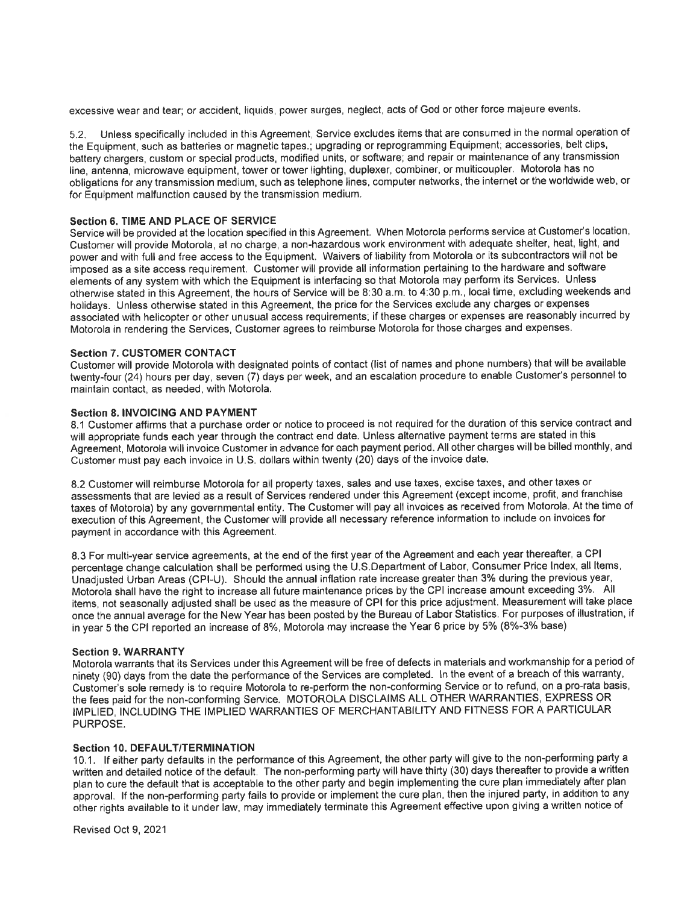excessive wear and tear; or accident, liquids, power surges, neglect, acts of God or other force majeure events.

5.2. Unless specifically included in this Agreement, Service excludes items that are consumed in the normal operation of the Equipment, such as batteries or magnetic tapes.; upgrading or reprogramming Equipment; accessories, belt clips, battery chargers, custom or special products, modified units, or software; and repair or maintenance of any transmission line, antenna, microwave equipment, tower or tower lighting, duplexer, combiner, or multicoupler. Motorola has no obligations for any transmission medium, such as telephone lines, computer networks, the internet or the worldwide web, or for Equipment malfunction caused by the transmission medium.

**Section 6. TIME AND PLACE OF SERVICE**

Service will be provided at the location specified in this Agreement. When Motorola performs service at Customer's location, Customer will provide Motorola, at no charge, a non-hazardous work environment with adequate shelter, heat, light, and power and with full and free access to the Equipment. Waivers of liability from Motorola or its subcontractors will not be imposed as a site access requirement. Customer will provide all information pertaining to the hardware and software elements of any system with which the Equipment is interfacing so that Motorola may perform its Services. Unless otherwise stated in this Agreement, the hours of Service will be 8:30 a.m. to 4:30 p.m., local time, excluding weekends and holidays. Unless otherwise stated in this Agreement, the price for the Services exclude any charges or expenses associated with helicopter or other unusual access requirements; if these charges or expenses are reasonably incurred by Motorola in rendering the Services, Customer agrees to reimburse Motorola for those charges and expenses.

**Section 7. CUSTOMER CONTACT**

Customer will provide Motorola with designated points of contact (list of names and phone numbers) that will be available twenty-four (24) hours per day, seven (7) days per week, and an escalation procedure to enable Customer's personnel to maintain contact, as needed, with Motorola.

**Section 8. INVOICING AND PAYMENT**

8.1 Customer affirms that a purchase order or notice to proceed is not required for the duration of this service contract and will appropriate funds each year through the contract end date. Unless alternative payment terms are stated in this Agreement, Motorola will invoice Customer in advance for each payment period. All other charges will be billed monthly, and Customer must pay each invoice in U.S. dollars within twenty (20) days of the invoice date.

8.2 Customer will reimburse Motorola for all property taxes, sales and use taxes, excise taxes, and other taxes or assessments that are levied as a result of Services rendered under this Agreement (except income, profit, and franchise taxes of Motorola) by any governmental entity. The Customer will pay all invoices as received from Motorola. At the time of execution of this Agreement, the Customer will provide all necessary reference information to include on invoices for payment in accordance with this Agreement.

8.3 For multi-year service agreements, at the end of the first year of the Agreement and each year thereafter, a CPI percentage change calculation shall be performed using the U.S.Department of Labor, Consumer Price Index, all Items, Unadjusted Urban Areas (CPI-U). Should the annual inflation rate increase greater than 3% during the previous year, Motorola shall have the right to increase all future maintenance prices by the CPI increase amount exceeding 3%. All items, not seasonally adjusted shall be used as the measure of CPI for this price adjustment. Measurement will take place once the annual average for the New Year has been posted by the Bureau of Labor Statistics. For purposes of illustration, if in year 5 the CPI reported an increase of 8%, Motorola may increase the Year 6 price by 5% (8%-3% base)

**Section 9. WARRANTY**

Motorola warrants that its Services under this Agreement will be free of defects in materials and workmanship for a period of ninety (90) days from the date the performance of the Services are completed. In the event of a breach of this warranty, Customer's sole remedy is to require Motorola to re-perform the non-conforming Service or to refund, on a pro-rata basis, the fees paid for the non-conforming Service. MOTOROLA DISCLAIMS ALL OTHER WARRANTIES, EXPRESS OR IMPLIED, INCLUDING THE IMPLIED WARRANTIES OF MERCHANTABILITY AND FITNESS FOR A PARTICULAR PURPOSE.

**Section 10. DEFAULT/TERMINATION**

10.1. If either party defaults in the performance of this Agreement, the other party will give to the non-performing party a written and detailed notice of the default. The non-performing party will have thirty (30) days thereafter to provide a written plan to cure the default that is acceptable to the other party and begin implementing the cure plan immediately after plan approval. If the non-performing party fails to provide or implement the cure plan, then the injured party, in addition to any other rights available to it under law, may immediately terminate this Agreement effective upon giving a written notice of

Revised Oct 9, 2021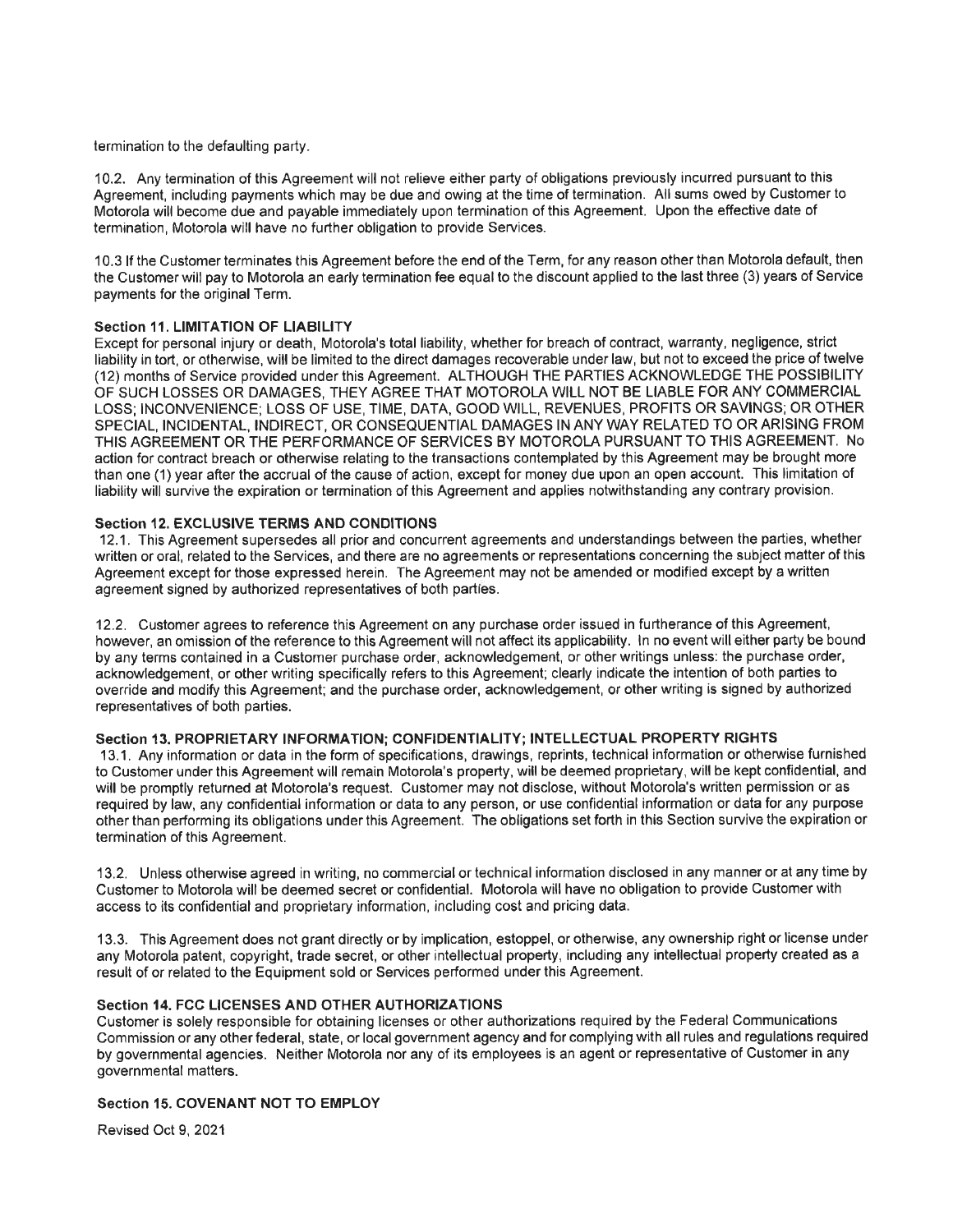termination to the defaulting party.

10.2. Any termination of this Agreement will not relieve either party of obligations previously incurred pursuant to this Agreement, including payments which may be due and owing at the time of termination. All sums owed by Customer to Motorola will become due and payable immediately upon termination of this Agreement. Upon the effective date of termination, Motorola will have no further obligation to provide Services.

10.3 If the Customer terminates this Agreement before the end of the Term, for any reason other than Motorola default, then the Customer will pay to Motorola an early termination fee equal to the discount applied to the last three (3) years of Service payments for the original Term.

**Section 11. LIMITATION OF LIABILITY**

Except for personal injury or death, Motorola's total liability, whether for breach of contract, warranty, negligence, strict liability in tort, or otherwise, will be limited to the direct damages recoverable under law, but not to exceed the price of twelve (12) months of Service provided under this Agreement. ALTHOUGH THE PARTIES ACKNOWLEDGE THE POSSIBILITY OF SUCH LOSSES OR DAMAGES, THEY AGREE THAT MOTOROLA WILL NOT BE LIABLE FOR ANY COMMERCIAL LOSS; INCONVENIENCE; LOSS OF USE, TIME, DATA, GOOD WILL, REVENUES, PROFITS OR SAVINGS; OR OTHER SPECIAL, INCIDENTAL, INDIRECT, OR CONSEQUENTIAL DAMAGES IN ANY WAY RELATED TO OR ARISING FROM THIS AGREEMENT OR THE PERFORMANCE OF SERVICES BY MOTOROLA PURSUANT TO THIS AGREEMENT. No action for contract breach or otherwise relating to the transactions contemplated by this Agreement may be brought more than one (1) year after the accrual of the cause of action, except for money due upon an open account. This limitation of liability will survive the expiration or termination of this Agreement and applies notwithstanding any contrary provision.

**Section 12. EXCLUSIVE TERMS AND CONDITIONS**

12.1. This Agreement supersedes all prior and concurrent agreements and understandings between the parties, whether written or oral, related to the Services, and there are no agreements or representations concerning the subject matter of this Agreement except for those expressed herein. The Agreement may not be amended or modified except by a written agreement signed by authorized representatives of both parties.

12.2. Customer agrees to reference this Agreement on any purchase order issued in furtherance of this Agreement, however, an omission of the reference to this Agreement will not affect its applicability. In no event will either party be bound by any terms contained in a Customer purchase order, acknowledgement, or other writings unless: the purchase order, acknowledgement, or other writing specifically refers to this Agreement; clearly indicate the intention of both parties to override and modify this Agreement; and the purchase order, acknowledgement, or other writing is signed by authorized representatives of both parties.

**Section 13. PROPRIETARY INFORMATION; CONFIDENTIALITY; INTELLECTUAL PROPERTY RIGHTS**

13.1. Any information or data in the form of specifications, drawings, reprints, technical information or otherwise furnished to Customer under this Agreement will remain Motorola's property, will be deemed proprietary, will be kept confidential, and will be promptly returned at Motorola's request. Customer may not disclose, without Motorola's written permission or as required by law, any confidential information or data to any person, or use confidential information or data for any purpose other than performing its obligations under this Agreement. The obligations set forth in this Section survive the expiration or termination of this Agreement.

13.2. Unless otherwise agreed in writing, no commercial or technical information disclosed in any manner or at any time by Customer to Motorola will be deemed secret or confidential. Motorola will have no obligation to provide Customer with access to its confidential and proprietary information, including cost and pricing data.

13.3. This Agreement does not grant directly or by implication, estoppel, or otherwise, any ownership right or license under any Motorola patent, copyright, trade secret, or other intellectual property, including any intellectual property created as a result of or related to the Equipment sold or Services performed under this Agreement.

**Section 14. FCC LICENSES AND OTHER AUTHORIZATIONS**

Customer is solely responsible for obtaining licenses or other authorizations required by the Federal Communications Commission or any other federal, state, or local government agency and for complying with all rules and regulations required by governmental agencies. Neither Motorola nor any of its employees is an agent or representative of Customer in any governmental matters.

**Section 15. COVENANT NOT TO EMPLOY**

Revised Oct 9, 2021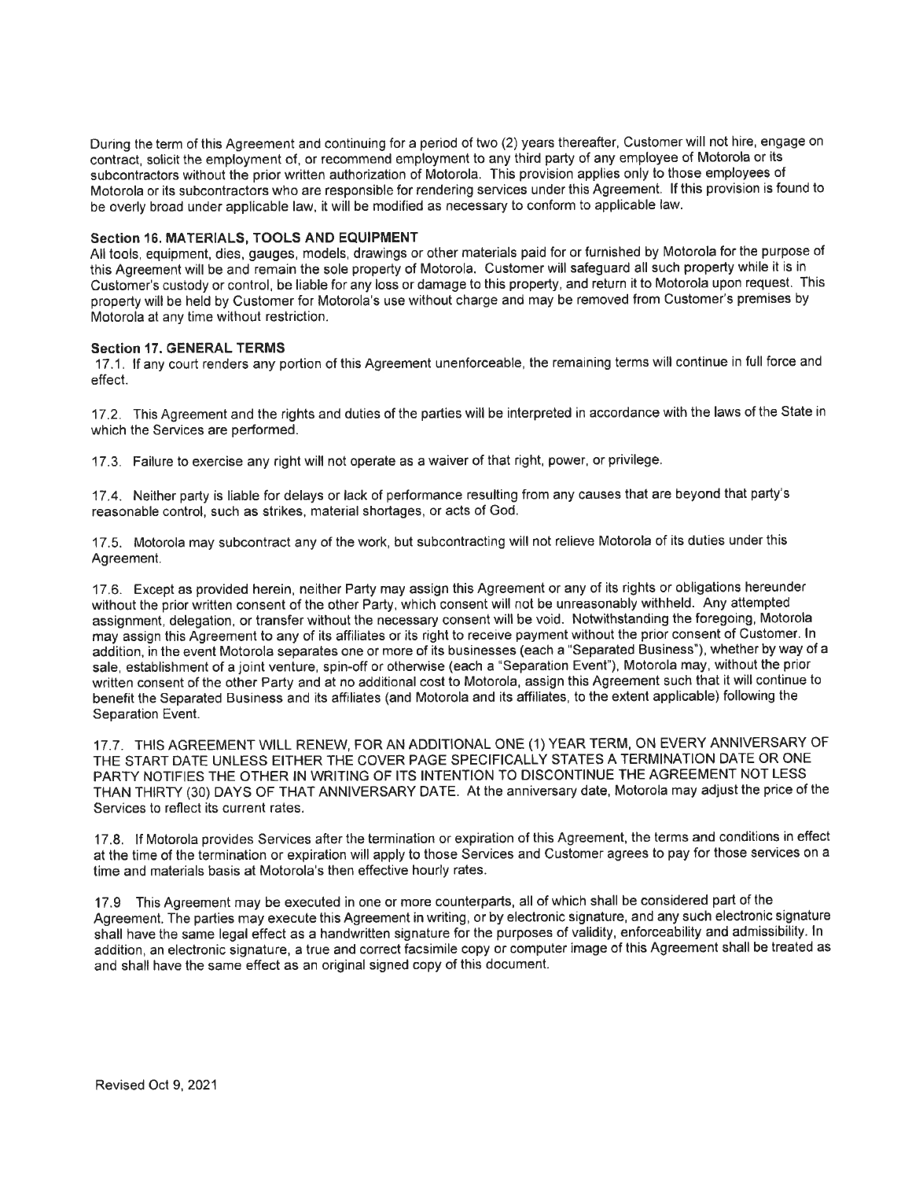During the term of this Agreement and continuing for a period of two (2) years thereafter, Customer will not hire, engage on contract, solicit the employment of, or recommend employment to any third party of any employee of Motorola or its subcontractors without the prior written authorization of Motorola. This provision applies only to those employees of Motorola or its subcontractors who are responsible for rendering services under this Agreement. If this provision is found to be overly broad under applicable law, it will be modified as necessary to conform to applicable law.

**Section 16. MATERIALS, TOOLS AND EQUIPMENT**

All tools, equipment, dies, gauges, models, drawings or other materials paid for or furnished by Motorola for the purpose of this Agreement will be and remain the sole property of Motorola. Customer will safeguard all such property while it is in Customer's custody or control, be liable for any loss or damage to this property, and return it to Motorola upon request. This property will be held by Customer for Motorola's use without charge and may be removed from Customer's premises by Motorola at any time without restriction.

**Section 17. GENERAL TERMS**

17.1. If any court renders any portion of this Agreement unenforceable, the remaining terms will continue in full force and effect.

17.2. This Agreement and the rights and duties of the parties will be interpreted in accordance with the laws of the State in which the Services are performed.

17.3. Failure to exercise any right will not operate as a waiver of that right, power, or privilege.

17.4. Neither party is liable for delays or lack of performance resulting from any causes that are beyond that party's reasonable control, such as strikes, material shortages, or acts of God.

17.5. Motorola may subcontract any of the work, but subcontracting will not relieve Motorola of its duties under this Agreement.

17.6. Except as provided herein, neither Party may assign this Agreement or any of its rights or obligations hereunder without the prior written consent of the other Party, which consent will not be unreasonably withheld. Any attempted assignment, delegation, or transfer without the necessary consent will be void. Notwithstanding the foregoing, Motorola may assign this Agreement to any of its affiliates or its right to receive payment without the prior consent of Customer. In addition, in the event Motorola separates one or more of its businesses (each a "Separated Business"), whether by way of a sale, establishment of a joint venture, spin-off or otherwise (each a "Separation Event"), Motorola may, without the prior written consent of the other Party and at no additional cost to Motorola, assign this Agreement such that it will continue to benefit the Separated Business and its affiliates (and Motorola and its affiliates, to the extent applicable) following the Separation Event.

17.7. THIS AGREEMENT WILL RENEW, FOR AN ADDITIONAL ONE (1) YEAR TERM, ON EVERY ANNIVERSARY OF THE START DATE UNLESS EITHER THE COVER PAGE SPECIFICALLY STATES A TERMINATION DATE OR ONE PARTY NOTIFIES THE OTHER IN WRITING OF ITS INTENTION TO DISCONTINUE THE AGREEMENT NOT LESS THAN THIRTY (30) DAYS OF THAT ANNIVERSARY DATE. At the anniversary date, Motorola may adjust the price of the Services to reflect its current rates.

17.8. If Motorola provides Services after the termination or expiration of this Agreement, the terms and conditions in effect at the time of the termination or expiration will apply to those Services and Customer agrees to pay for those services on a time and materials basis at Motorola's then effective hourly rates.

17.9 This Agreement may be executed in one or more counterparts, all of which shall be considered part of the Agreement. The parties may execute this Agreement in writing, or by electronic signature, and any such electronic signature shall have the same legal effect as a handwritten signature for the purposes of validity, enforceability and admissibility. In addition, an electronic signature, a true and correct facsimile copy or computer image of this Agreement shall be treated as and shall have the same effect as an original signed copy of this document.

Revised Oct 9, 2021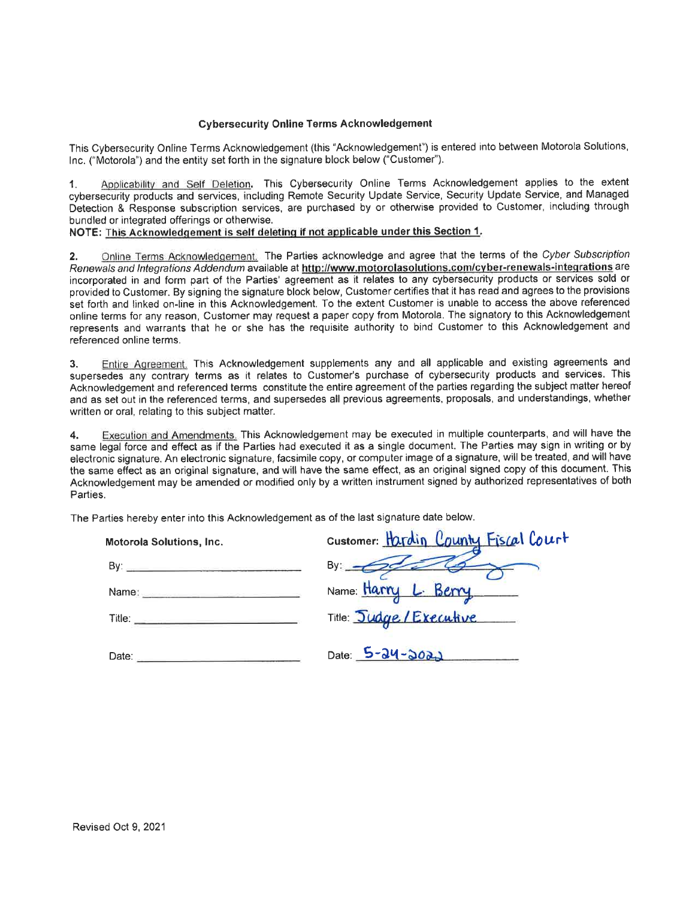### Cybersecurity Online Terms Acknowledgement

This Cybersecurity Online Terms Acknowledgement (this "Acknowledgement") is entered into between Motorola Solutions, Inc. ("Motorola") and the entity set forth in the signature block below ("Customer").

1. Applicability and Self Deletion. This Cybersecurity Online Terms Acknowledgement applies to the extent cybersecurity products and services, including Remote Security Update Service, Security Update Service, and Managed Detection & Response subscription services, are purchased by or otherwise provided to Customer, including through bundled or integrated offerings or otherwise.

**NOTE: This Acknowledgement is self deleting if not applicable under this Section 1.**

2. Online Terms Acknowledgement. The Parties acknowledge and agree that the terms of the *Cyber Subscription Renewals and Integrations Addendum* available at **http://www.motorolasolutions.com/cyber-renewals-integrations** are incorporated in and form part of the Parties' agreement as it relates to any cybersecurity products or services sold or provided to Customer. By signing the signature block below, Customer certifies that it has read and agrees to the provisions set forth and linked on-line in this Acknowledgement. To the extent Customer is unable to access the above referenced online terms for any reason, Customer may request a paper copy from Motorola. The signatory to this Acknowledgement represents and warrants that he or she has the requisite authority to bind Customer to this Acknowledgement and referenced online terms.

3. Entire Agreement. This Acknowledgement supplements any and all applicable and existing agreements and supersedes any contrary terms as it relates to Customer's purchase of cybersecurity products and services. This Acknowledgement and referenced terms constitute the entire agreement of the parties regarding the subject matter hereof and as set out in the referenced terms, and supersedes all previous agreements, proposals, and understandings, whether written or oral, relating to this subject matter.

4. Execution and Amendments. This Acknowledgement may be executed in multiple counterparts, and will have the same legal force and effect as if the Parties had executed it as a single document. The Parties may sign in writing or by electronic signature. An electronic signature, facsimile copy, or computer image of a signature, will be treated, and will have the same effect as an original signature, and will have the same effect, as an original signed copy of this document. This Acknowledgement may be amended or modified only by a written instrument signed by authorized representatives of both Parties.

The Parties hereby enter into this Acknowledgement as of the last signature date below.

| **Motorola Solutions, Inc.** | **Customer:** Hardin County Fiscal Court |
|---|---|
| By: | By: [signature] |
| Name: | Name: Harry L. Berry |
| Title: | Title: Judge/Executive |
| Date: | Date: 5-24-2022 |

Revised Oct 9, 2021